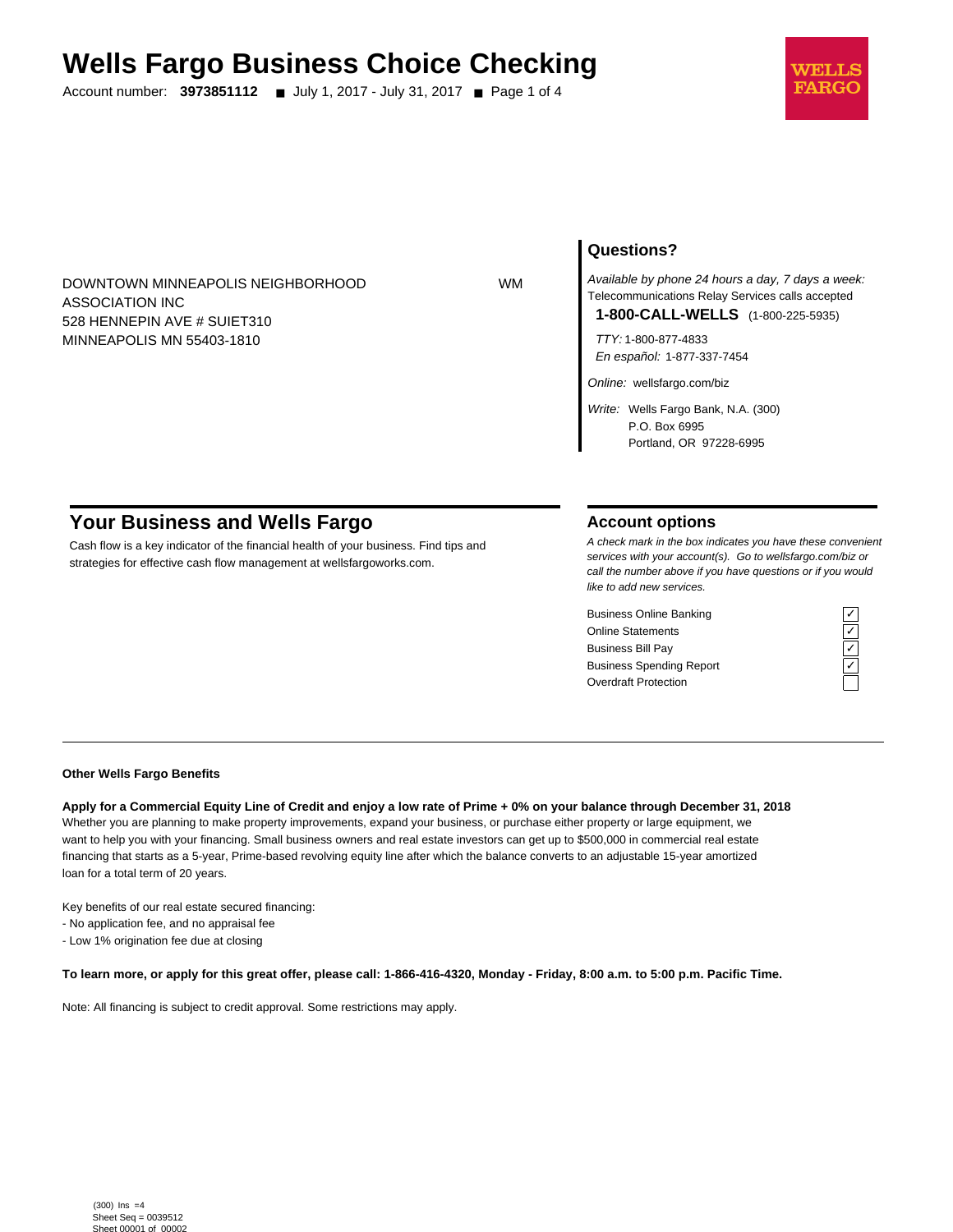# Wells Fargo Business Choice Checking

Account number: **3973851112** ■ July 1, 2017 - July 31, 2017 ■ Page 1 of 4

WELLS FARGO

DOWNTOWN MINNEAPOLIS NEIGHBORHOOD ASSOCIATION INC
528 HENNEPIN AVE # SUIET310
MINNEAPOLIS MN 55403-1810

WM

## Questions?

*Available by phone 24 hours a day, 7 days a week:*
Telecommunications Relay Services calls accepted

**1-800-CALL-WELLS** (1-800-225-5935)

*TTY:* 1-800-877-4833
*En español:* 1-877-337-7454

*Online:* wellsfargo.com/biz

*Write:* Wells Fargo Bank, N.A. (300)
P.O. Box 6995
Portland, OR 97228-6995

## Your Business and Wells Fargo

Cash flow is a key indicator of the financial health of your business. Find tips and strategies for effective cash flow management at wellsfargoworks.com.

## Account options

*A check mark in the box indicates you have these convenient services with your account(s). Go to wellsfargo.com/biz or call the number above if you have questions or if you would like to add new services.*

| Service | |
|---|---|
| Business Online Banking | ✓ |
| Online Statements | ✓ |
| Business Bill Pay | ✓ |
| Business Spending Report | ✓ |
| Overdraft Protection | |

**Other Wells Fargo Benefits**

**Apply for a Commercial Equity Line of Credit and enjoy a low rate of Prime + 0% on your balance through December 31, 2018**

Whether you are planning to make property improvements, expand your business, or purchase either property or large equipment, we want to help you with your financing. Small business owners and real estate investors can get up to $500,000 in commercial real estate financing that starts as a 5-year, Prime-based revolving equity line after which the balance converts to an adjustable 15-year amortized loan for a total term of 20 years.

Key benefits of our real estate secured financing:
- No application fee, and no appraisal fee
- Low 1% origination fee due at closing

**To learn more, or apply for this great offer, please call: 1-866-416-4320, Monday - Friday, 8:00 a.m. to 5:00 p.m. Pacific Time.**

Note: All financing is subject to credit approval. Some restrictions may apply.

(300) Ins =4
Sheet Seq = 0039512
Sheet 00001 of 00002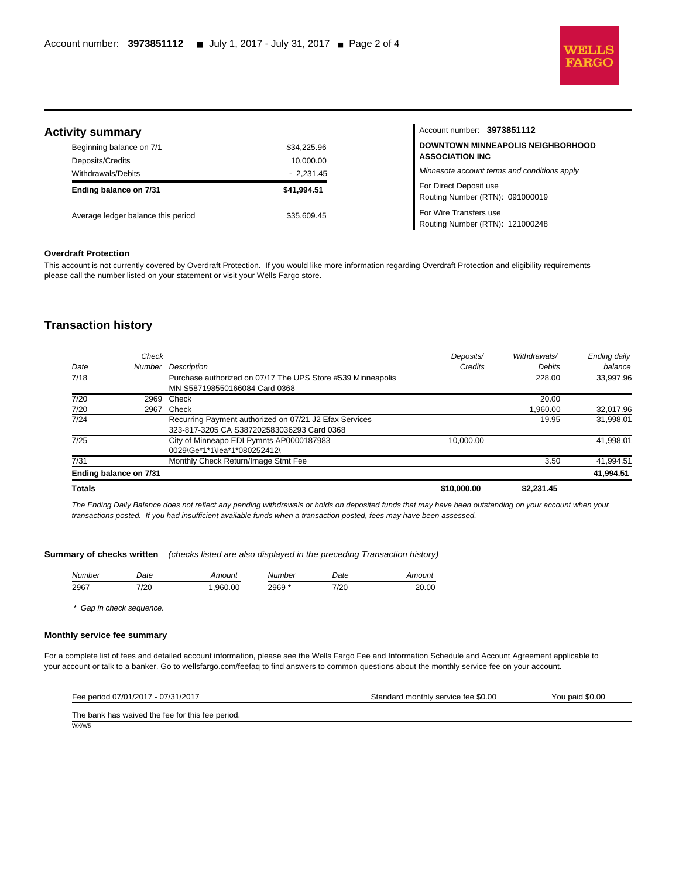## Activity summary

| | |
|---|---|
| Beginning balance on 7/1 | $34,225.96 |
| Deposits/Credits | 10,000.00 |
| Withdrawals/Debits | - 2,231.45 |
| **Ending balance on 7/31** | **$41,994.51** |
| Average ledger balance this period | $35,609.45 |

Account number: **3973851112**

**DOWNTOWN MINNEAPOLIS NEIGHBORHOOD ASSOCIATION INC**

*Minnesota account terms and conditions apply*

For Direct Deposit use
Routing Number (RTN): 091000019

For Wire Transfers use
Routing Number (RTN): 121000248

**Overdraft Protection**

This account is not currently covered by Overdraft Protection. If you would like more information regarding Overdraft Protection and eligibility requirements please call the number listed on your statement or visit your Wells Fargo store.

## Transaction history

| *Date* | *Check Number* | *Description* | *Deposits/ Credits* | *Withdrawals/ Debits* | *Ending daily balance* |
|---|---|---|---|---|---|
| 7/18 | | Purchase authorized on 07/17 The UPS Store #539 Minneapolis MN S587198550166084 Card 0368 | | 228.00 | 33,997.96 |
| 7/20 | 2969 | Check | | 20.00 | |
| 7/20 | 2967 | Check | | 1,960.00 | 32,017.96 |
| 7/24 | | Recurring Payment authorized on 07/21 J2 Efax Services 323-817-3205 CA S387202583036293 Card 0368 | | 19.95 | 31,998.01 |
| 7/25 | | City of Minneapo EDI Pymnts AP0000187983 0029\Ge*1*1\lea*1*080252412\ | 10,000.00 | | 41,998.01 |
| 7/31 | | Monthly Check Return/Image Stmt Fee | | 3.50 | 41,994.51 |
| **Ending balance on 7/31** | | | | | **41,994.51** |
| **Totals** | | | **$10,000.00** | **$2,231.45** | |

*The Ending Daily Balance does not reflect any pending withdrawals or holds on deposited funds that may have been outstanding on your account when your transactions posted. If you had insufficient available funds when a transaction posted, fees may have been assessed.*

**Summary of checks written** *(checks listed are also displayed in the preceding Transaction history)*

| *Number* | *Date* | *Amount* | *Number* | *Date* | *Amount* |
|---|---|---|---|---|---|
| 2967 | 7/20 | 1,960.00 | 2969 * | 7/20 | 20.00 |

\* Gap in check sequence.

**Monthly service fee summary**

For a complete list of fees and detailed account information, please see the Wells Fargo Fee and Information Schedule and Account Agreement applicable to your account or talk to a banker. Go to wellsfargo.com/feefaq to find answers to common questions about the monthly service fee on your account.

| Fee period 07/01/2017 - 07/31/2017 | Standard monthly service fee $0.00 | You paid $0.00 |
|---|---|---|

The bank has waived the fee for this fee period.

WX/W5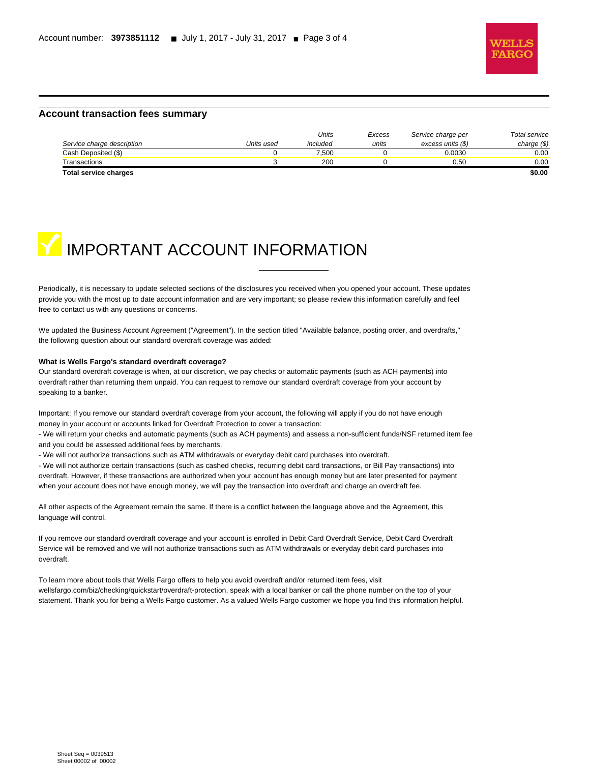## Account transaction fees summary

| Service charge description | Units used | Units included | Excess units | Service charge per excess units ($) | Total service charge ($) |
|---|---|---|---|---|---|
| Cash Deposited ($) | 0 | 7,500 | 0 | 0.0030 | 0.00 |
| Transactions | 3 | 200 | 0 | 0.50 | 0.00 |
| **Total service charges** | | | | | **$0.00** |

# IMPORTANT ACCOUNT INFORMATION

Periodically, it is necessary to update selected sections of the disclosures you received when you opened your account. These updates provide you with the most up to date account information and are very important; so please review this information carefully and feel free to contact us with any questions or concerns.

We updated the Business Account Agreement ("Agreement"). In the section titled "Available balance, posting order, and overdrafts," the following question about our standard overdraft coverage was added:

**What is Wells Fargo's standard overdraft coverage?**

Our standard overdraft coverage is when, at our discretion, we pay checks or automatic payments (such as ACH payments) into overdraft rather than returning them unpaid. You can request to remove our standard overdraft coverage from your account by speaking to a banker.

Important: If you remove our standard overdraft coverage from your account, the following will apply if you do not have enough money in your account or accounts linked for Overdraft Protection to cover a transaction:

- We will return your checks and automatic payments (such as ACH payments) and assess a non-sufficient funds/NSF returned item fee and you could be assessed additional fees by merchants.
- We will not authorize transactions such as ATM withdrawals or everyday debit card purchases into overdraft.
- We will not authorize certain transactions (such as cashed checks, recurring debit card transactions, or Bill Pay transactions) into overdraft. However, if these transactions are authorized when your account has enough money but are later presented for payment when your account does not have enough money, we will pay the transaction into overdraft and charge an overdraft fee.

All other aspects of the Agreement remain the same. If there is a conflict between the language above and the Agreement, this language will control.

If you remove our standard overdraft coverage and your account is enrolled in Debit Card Overdraft Service, Debit Card Overdraft Service will be removed and we will not authorize transactions such as ATM withdrawals or everyday debit card purchases into overdraft.

To learn more about tools that Wells Fargo offers to help you avoid overdraft and/or returned item fees, visit wellsfargo.com/biz/checking/quickstart/overdraft-protection, speak with a local banker or call the phone number on the top of your statement. Thank you for being a Wells Fargo customer. As a valued Wells Fargo customer we hope you find this information helpful.

Sheet Seq = 0039513
Sheet 00002 of 00002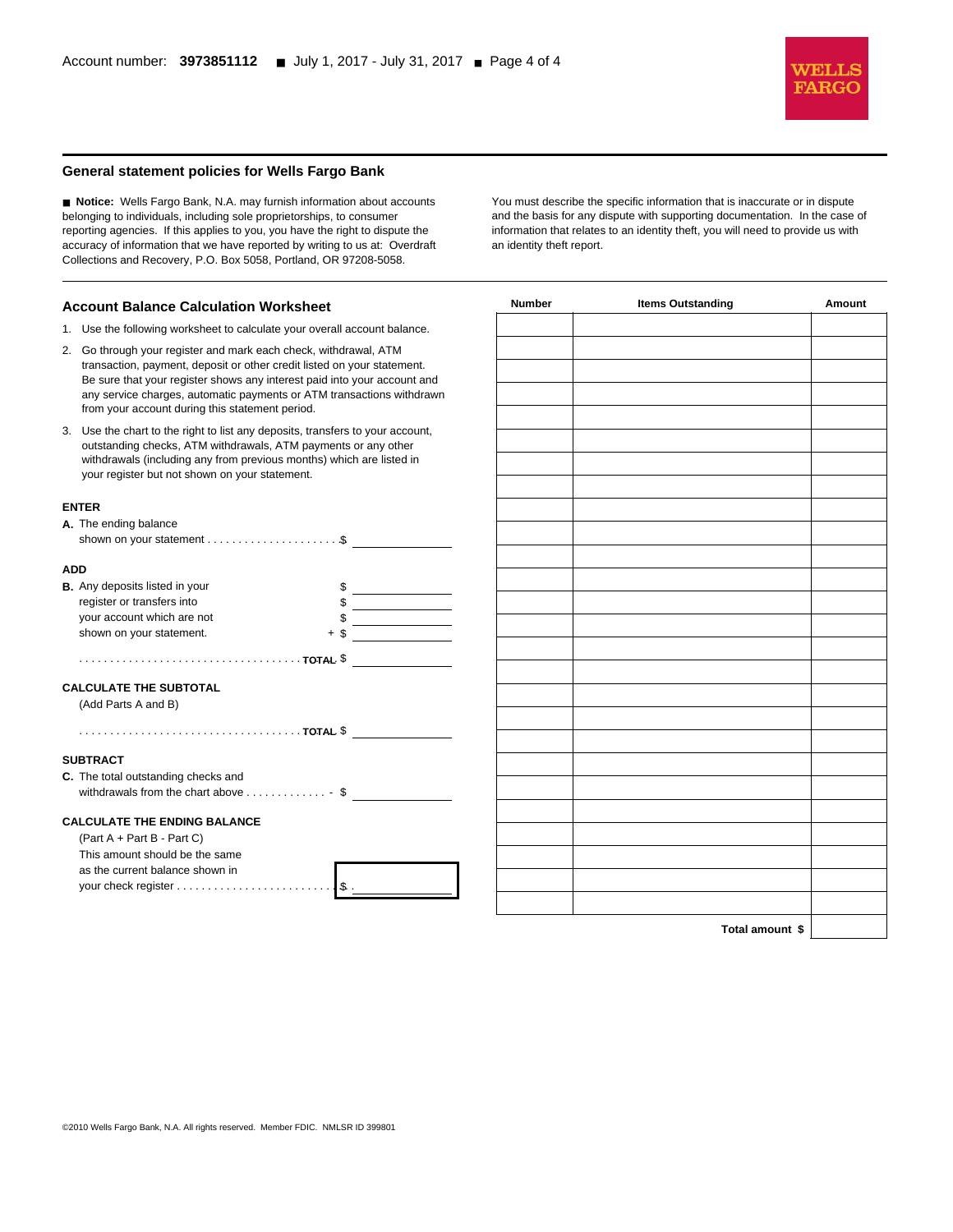## General statement policies for Wells Fargo Bank

■ **Notice:** Wells Fargo Bank, N.A. may furnish information about accounts belonging to individuals, including sole proprietorships, to consumer reporting agencies. If this applies to you, you have the right to dispute the accuracy of information that we have reported by writing to us at: Overdraft Collections and Recovery, P.O. Box 5058, Portland, OR 97208-5058.

You must describe the specific information that is inaccurate or in dispute and the basis for any dispute with supporting documentation. In the case of information that relates to an identity theft, you will need to provide us with an identity theft report.

## Account Balance Calculation Worksheet

1. Use the following worksheet to calculate your overall account balance.
2. Go through your register and mark each check, withdrawal, ATM transaction, payment, deposit or other credit listed on your statement. Be sure that your register shows any interest paid into your account and any service charges, automatic payments or ATM transactions withdrawn from your account during this statement period.
3. Use the chart to the right to list any deposits, transfers to your account, outstanding checks, ATM withdrawals, ATM payments or any other withdrawals (including any from previous months) which are listed in your register but not shown on your statement.

**ENTER**

**A.** The ending balance shown on your statement . . . . . . . . . . . . . . . . . . . . . $ ____________

**ADD**

**B.** Any deposits listed in your register or transfers into your account which are not shown on your statement.

$ ____________
$ ____________
$ ____________
\+ $ ____________

. . . . . . . . . . . . . . . . . . . . . . . . . . . . . . . . . . . **TOTAL** $ ____________

**CALCULATE THE SUBTOTAL**

(Add Parts A and B)

. . . . . . . . . . . . . . . . . . . . . . . . . . . . . . . . . . . **TOTAL** $ ____________

**SUBTRACT**

**C.** The total outstanding checks and withdrawals from the chart above . . . . . . . . . . . . . - $ ____________

**CALCULATE THE ENDING BALANCE**

(Part A + Part B - Part C)
This amount should be the same as the current balance shown in your check register . . . . . . . . . . . . . . . . . . . . . . . . . $ ____________

| Number | Items Outstanding | Amount |
|---|---|---|
| | | |
| | | |
| | | |
| | | |
| | | |
| | | |
| | | |
| | | |
| | | |
| | | |
| | | |
| | | |
| | | |
| | | |
| | | |
| | | |
| | | |
| | | |
| | | |
| | | |
| | | |
| | | |
| | | |
| | | |
| | | |
| | | |
| | **Total amount $** | |

©2010 Wells Fargo Bank, N.A. All rights reserved. Member FDIC. NMLSR ID 399801